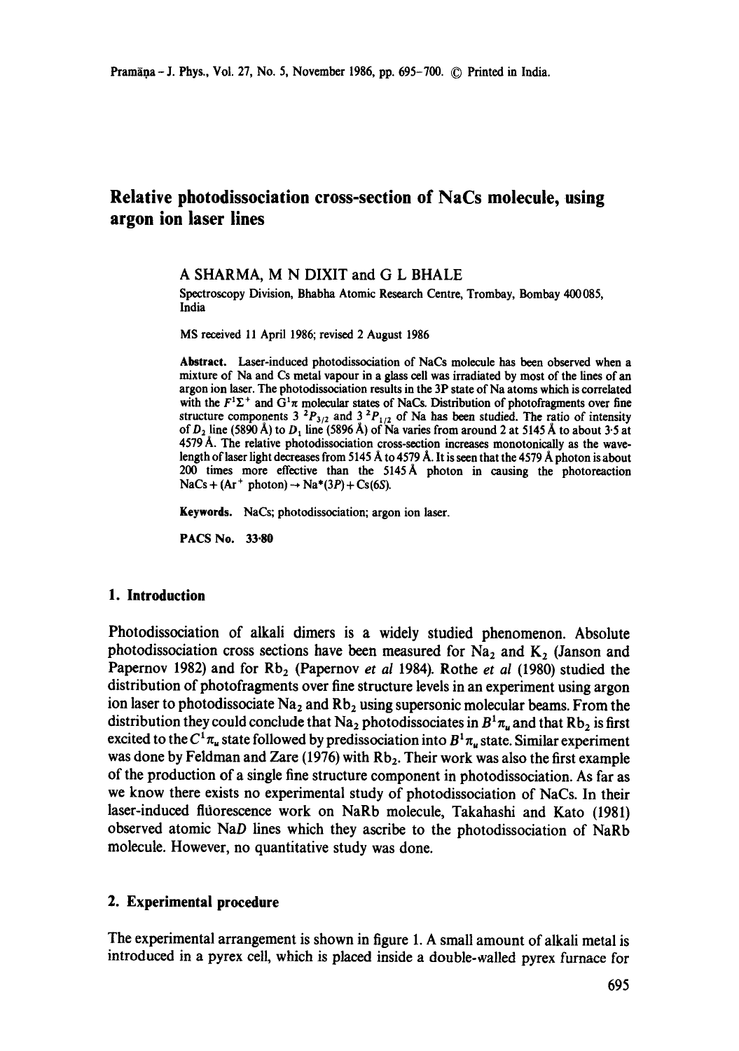# Relative photodissociation cross-section of NaCs molecule, using argon ion laser lines

A SHARMA, M N DIXIT and G L BHALE

Spectroscopy Division, Bhabha Atomic Research Centre, Trombay, Bombay 400085, India

MS received 11 April 1986; revised 2 August 1986

**Abstract.** Laser-induced photodissociation of NaCs molecule has been observed when a mixture of Na and Cs metal vapour in a glass cell was irradiated by most of the lines of an argon ion laser. The photodissociation results in the 3P state of Na atoms which is correlated with the $F^1\Sigma^+$ and $G^1\pi$ molecular states of NaCs. Distribution of photofragments over fine structure components $3\ ^2P_{3/2}$ and $3\ ^2P_{1/2}$ of Na has been studied. The ratio of intensity of $D_2$ line (5890 Å) to $D_1$ line (5896 Å) of Na varies from around 2 at 5145 Å to about 3·5 at 4579 Å. The relative photodissociation cross-section increases monotonically as the wavelength of laser light decreases from 5145 Å to 4579 Å. It is seen that the 4579 Å photon is about 200 times more effective than the 5145 Å photon in causing the photoreaction $NaCs + (Ar^+ \text{ photon}) \rightarrow Na^*(3P) + Cs(6S)$.

**Keywords.** NaCs; photodissociation; argon ion laser.

**PACS No.** 33·80

## 1. Introduction

Photodissociation of alkali dimers is a widely studied phenomenon. Absolute photodissociation cross sections have been measured for $Na_2$ and $K_2$ (Janson and Papernov 1982) and for $Rb_2$ (Papernov *et al* 1984). Rothe *et al* (1980) studied the distribution of photofragments over fine structure levels in an experiment using argon ion laser to photodissociate $Na_2$ and $Rb_2$ using supersonic molecular beams. From the distribution they could conclude that $Na_2$ photodissociates in $B^1\pi_u$ and that $Rb_2$ is first excited to the $C^1\pi_u$ state followed by predissociation into $B^1\pi_u$ state. Similar experiment was done by Feldman and Zare (1976) with $Rb_2$. Their work was also the first example of the production of a single fine structure component in photodissociation. As far as we know there exists no experimental study of photodissociation of NaCs. In their laser-induced fluorescence work on NaRb molecule, Takahashi and Kato (1981) observed atomic Na*D* lines which they ascribe to the photodissociation of NaRb molecule. However, no quantitative study was done.

## 2. Experimental procedure

The experimental arrangement is shown in figure 1. A small amount of alkali metal is introduced in a pyrex cell, which is placed inside a double-walled pyrex furnace for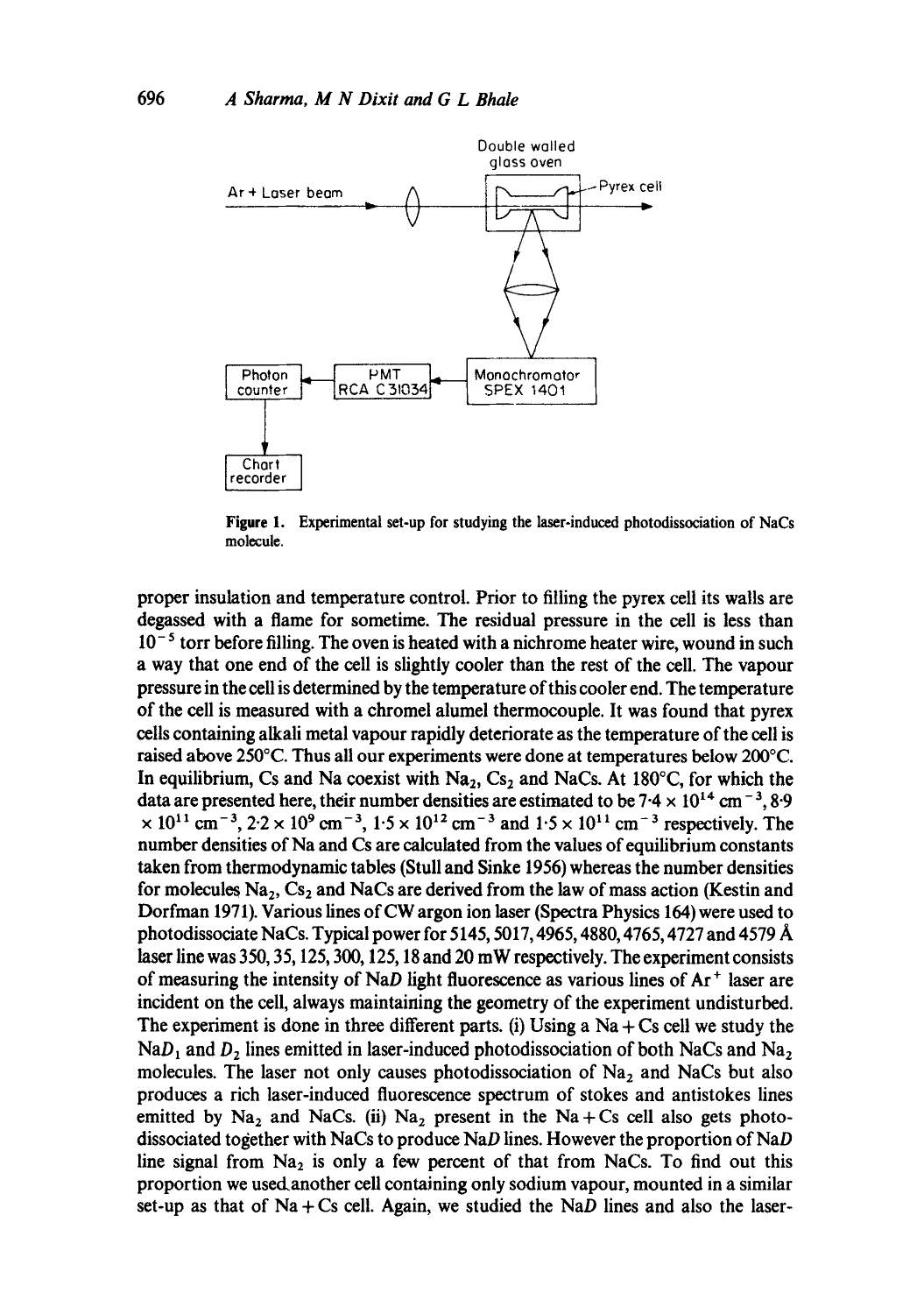Figure 1. Experimental set-up for studying the laser-induced photodissociation of NaCs molecule.

proper insulation and temperature control. Prior to filling the pyrex cell its walls are degassed with a flame for sometime. The residual pressure in the cell is less than $10^{-5}$ torr before filling. The oven is heated with a nichrome heater wire, wound in such a way that one end of the cell is slightly cooler than the rest of the cell. The vapour pressure in the cell is determined by the temperature of this cooler end. The temperature of the cell is measured with a chromel alumel thermocouple. It was found that pyrex cells containing alkali metal vapour rapidly deteriorate as the temperature of the cell is raised above 250°C. Thus all our experiments were done at temperatures below 200°C. In equilibrium, Cs and Na coexist with $Na_2$, $Cs_2$ and NaCs. At 180°C, for which the data are presented here, their number densities are estimated to be $7{\cdot}4 \times 10^{14}$ cm$^{-3}$, $8{\cdot}9 \times 10^{11}$ cm$^{-3}$, $2{\cdot}2 \times 10^{9}$ cm$^{-3}$, $1{\cdot}5 \times 10^{12}$ cm$^{-3}$ and $1{\cdot}5 \times 10^{11}$ cm$^{-3}$ respectively. The number densities of Na and Cs are calculated from the values of equilibrium constants taken from thermodynamic tables (Stull and Sinke 1956) whereas the number densities for molecules $Na_2$, $Cs_2$ and NaCs are derived from the law of mass action (Kestin and Dorfman 1971). Various lines of CW argon ion laser (Spectra Physics 164) were used to photodissociate NaCs. Typical power for 5145, 5017, 4965, 4880, 4765, 4727 and 4579 Å laser line was 350, 35, 125, 300, 125, 18 and 20 mW respectively. The experiment consists of measuring the intensity of Na*D* light fluorescence as various lines of $Ar^+$ laser are incident on the cell, always maintaining the geometry of the experiment undisturbed. The experiment is done in three different parts. (i) Using a Na + Cs cell we study the Na$D_1$ and $D_2$ lines emitted in laser-induced photodissociation of both NaCs and $Na_2$ molecules. The laser not only causes photodissociation of $Na_2$ and NaCs but also produces a rich laser-induced fluorescence spectrum of stokes and antistokes lines emitted by $Na_2$ and NaCs. (ii) $Na_2$ present in the Na + Cs cell also gets photodissociated together with NaCs to produce Na*D* lines. However the proportion of Na*D* line signal from $Na_2$ is only a few percent of that from NaCs. To find out this proportion we used another cell containing only sodium vapour, mounted in a similar set-up as that of Na + Cs cell. Again, we studied the Na*D* lines and also the laser-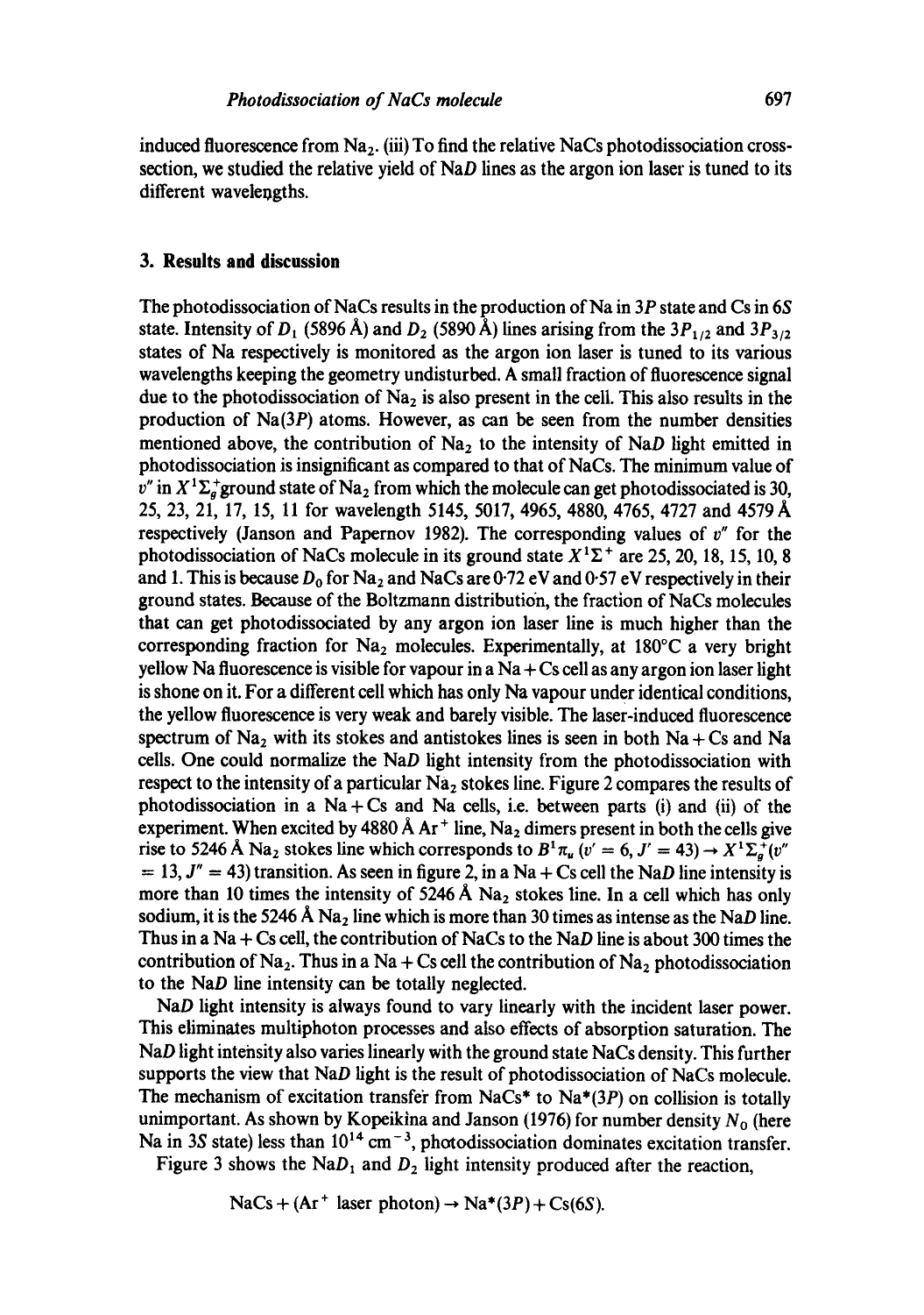induced fluorescence from $Na_2$. (iii) To find the relative NaCs photodissociation cross-section, we studied the relative yield of Na$D$ lines as the argon ion laser is tuned to its different wavelengths.

## 3. Results and discussion

The photodissociation of NaCs results in the production of Na in $3P$ state and Cs in $6S$ state. Intensity of $D_1$ (5896 Å) and $D_2$ (5890 Å) lines arising from the $3P_{1/2}$ and $3P_{3/2}$ states of Na respectively is monitored as the argon ion laser is tuned to its various wavelengths keeping the geometry undisturbed. A small fraction of fluorescence signal due to the photodissociation of $Na_2$ is also present in the cell. This also results in the production of Na($3P$) atoms. However, as can be seen from the number densities mentioned above, the contribution of $Na_2$ to the intensity of Na$D$ light emitted in photodissociation is insignificant as compared to that of NaCs. The minimum value of $v''$ in $X^1\Sigma_g^+$ground state of $Na_2$ from which the molecule can get photodissociated is 30, 25, 23, 21, 17, 15, 11 for wavelength 5145, 5017, 4965, 4880, 4765, 4727 and 4579 Å respectively (Janson and Papernov 1982). The corresponding values of $v''$ for the photodissociation of NaCs molecule in its ground state $X^1\Sigma^+$ are 25, 20, 18, 15, 10, 8 and 1. This is because $D_0$ for $Na_2$ and NaCs are 0·72 eV and 0·57 eV respectively in their ground states. Because of the Boltzmann distribution, the fraction of NaCs molecules that can get photodissociated by any argon ion laser line is much higher than the corresponding fraction for $Na_2$ molecules. Experimentally, at 180°C a very bright yellow Na fluorescence is visible for vapour in a Na + Cs cell as any argon ion laser light is shone on it. For a different cell which has only Na vapour under identical conditions, the yellow fluorescence is very weak and barely visible. The laser-induced fluorescence spectrum of $Na_2$ with its stokes and antistokes lines is seen in both Na + Cs and Na cells. One could normalize the Na$D$ light intensity from the photodissociation with respect to the intensity of a particular $Na_2$ stokes line. Figure 2 compares the results of photodissociation in a Na + Cs and Na cells, i.e. between parts (i) and (ii) of the experiment. When excited by 4880 Å $Ar^+$ line, $Na_2$ dimers present in both the cells give rise to 5246 Å $Na_2$ stokes line which corresponds to $B^1\pi_u$ ($v' = 6, J' = 43$) $\rightarrow X^1\Sigma_g^+$($v'' = 13, J'' = 43$) transition. As seen in figure 2, in a Na + Cs cell the Na$D$ line intensity is more than 10 times the intensity of 5246 Å $Na_2$ stokes line. In a cell which has only sodium, it is the 5246 Å $Na_2$ line which is more than 30 times as intense as the Na$D$ line. Thus in a Na + Cs cell, the contribution of NaCs to the Na$D$ line is about 300 times the contribution of $Na_2$. Thus in a Na + Cs cell the contribution of $Na_2$ photodissociation to the Na$D$ line intensity can be totally neglected.

Na$D$ light intensity is always found to vary linearly with the incident laser power. This eliminates multiphoton processes and also effects of absorption saturation. The Na$D$ light intensity also varies linearly with the ground state NaCs density. This further supports the view that Na$D$ light is the result of photodissociation of NaCs molecule. The mechanism of excitation transfer from NaCs* to Na*($3P$) on collision is totally unimportant. As shown by Kopeikina and Janson (1976) for number density $N_0$ (here Na in $3S$ state) less than $10^{14}$ cm$^{-3}$, photodissociation dominates excitation transfer.

Figure 3 shows the Na$D_1$ and $D_2$ light intensity produced after the reaction,

$$\text{NaCs} + (\text{Ar}^+ \text{ laser photon}) \rightarrow \text{Na}^*(3P) + \text{Cs}(6S).$$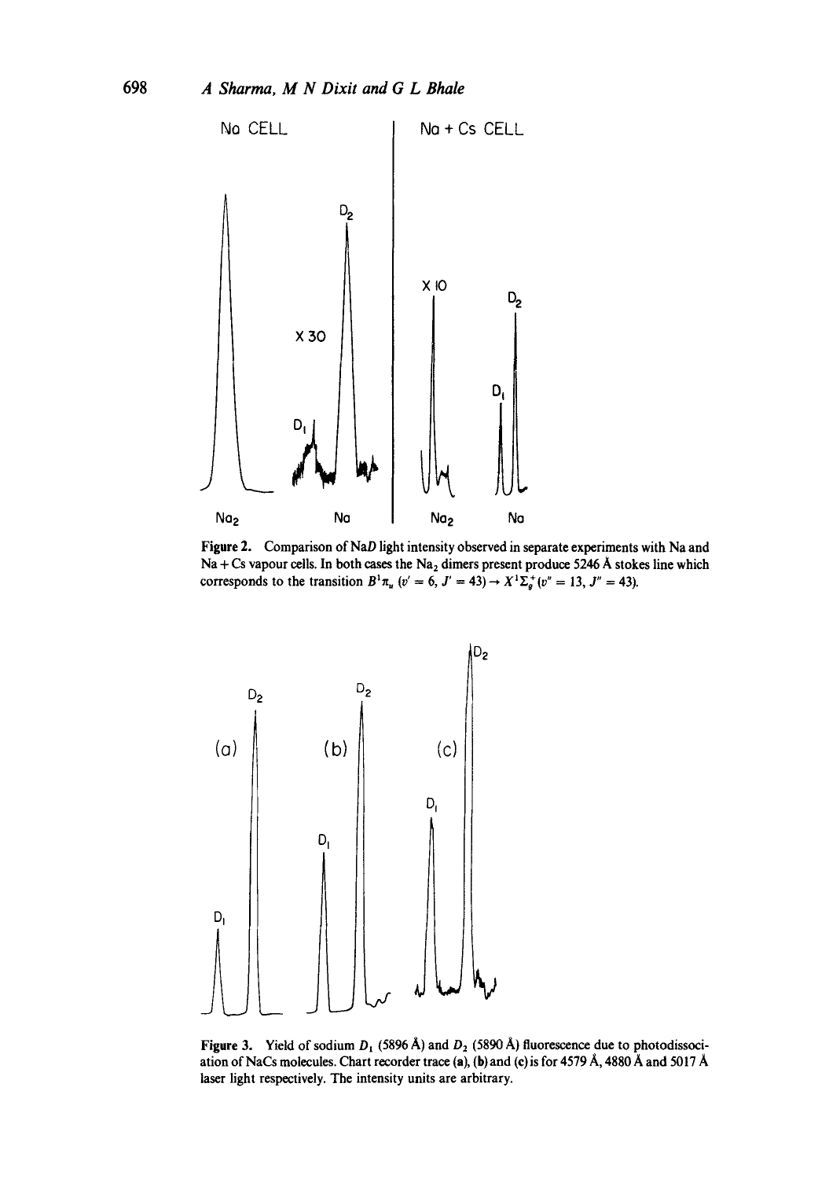Figure 2. Comparison of Na$D$ light intensity observed in separate experiments with Na and Na + Cs vapour cells. In both cases the $Na_2$ dimers present produce 5246 Å stokes line which corresponds to the transition $B^1\pi_u$ ($v' = 6$, $J' = 43$) $\rightarrow$ $X^1\Sigma_g^+$ ($v'' = 13$, $J'' = 43$).

Figure 3. Yield of sodium $D_1$ (5896 Å) and $D_2$ (5890 Å) fluorescence due to photodissociation of NaCs molecules. Chart recorder trace (a), (b) and (c) is for 4579 Å, 4880 Å and 5017 Å laser light respectively. The intensity units are arbitrary.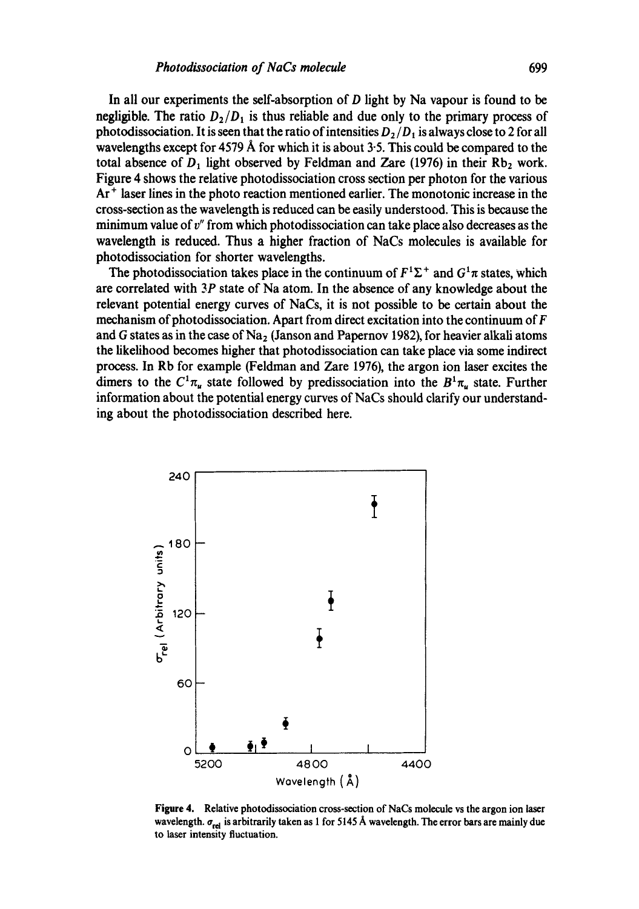In all our experiments the self-absorption of $D$ light by Na vapour is found to be negligible. The ratio $D_2/D_1$ is thus reliable and due only to the primary process of photodissociation. It is seen that the ratio of intensities $D_2/D_1$ is always close to 2 for all wavelengths except for 4579 Å for which it is about 3·5. This could be compared to the total absence of $D_1$ light observed by Feldman and Zare (1976) in their $Rb_2$ work. Figure 4 shows the relative photodissociation cross section per photon for the various $Ar^+$ laser lines in the photo reaction mentioned earlier. The monotonic increase in the cross-section as the wavelength is reduced can be easily understood. This is because the minimum value of $v''$ from which photodissociation can take place also decreases as the wavelength is reduced. Thus a higher fraction of NaCs molecules is available for photodissociation for shorter wavelengths.

The photodissociation takes place in the continuum of $F^1\Sigma^+$ and $G^1\pi$ states, which are correlated with $3P$ state of Na atom. In the absence of any knowledge about the relevant potential energy curves of NaCs, it is not possible to be certain about the mechanism of photodissociation. Apart from direct excitation into the continuum of $F$ and $G$ states as in the case of $Na_2$ (Janson and Papernov 1982), for heavier alkali atoms the likelihood becomes higher that photodissociation can take place via some indirect process. In Rb for example (Feldman and Zare 1976), the argon ion laser excites the dimers to the $C^1\pi_u$ state followed by predissociation into the $B^1\pi_u$ state. Further information about the potential energy curves of NaCs should clarify our understanding about the photodissociation described here.

**Figure 4.** Relative photodissociation cross-section of NaCs molecule vs the argon ion laser wavelength. $\sigma_{rel}$ is arbitrarily taken as 1 for 5145 Å wavelength. The error bars are mainly due to laser intensity fluctuation.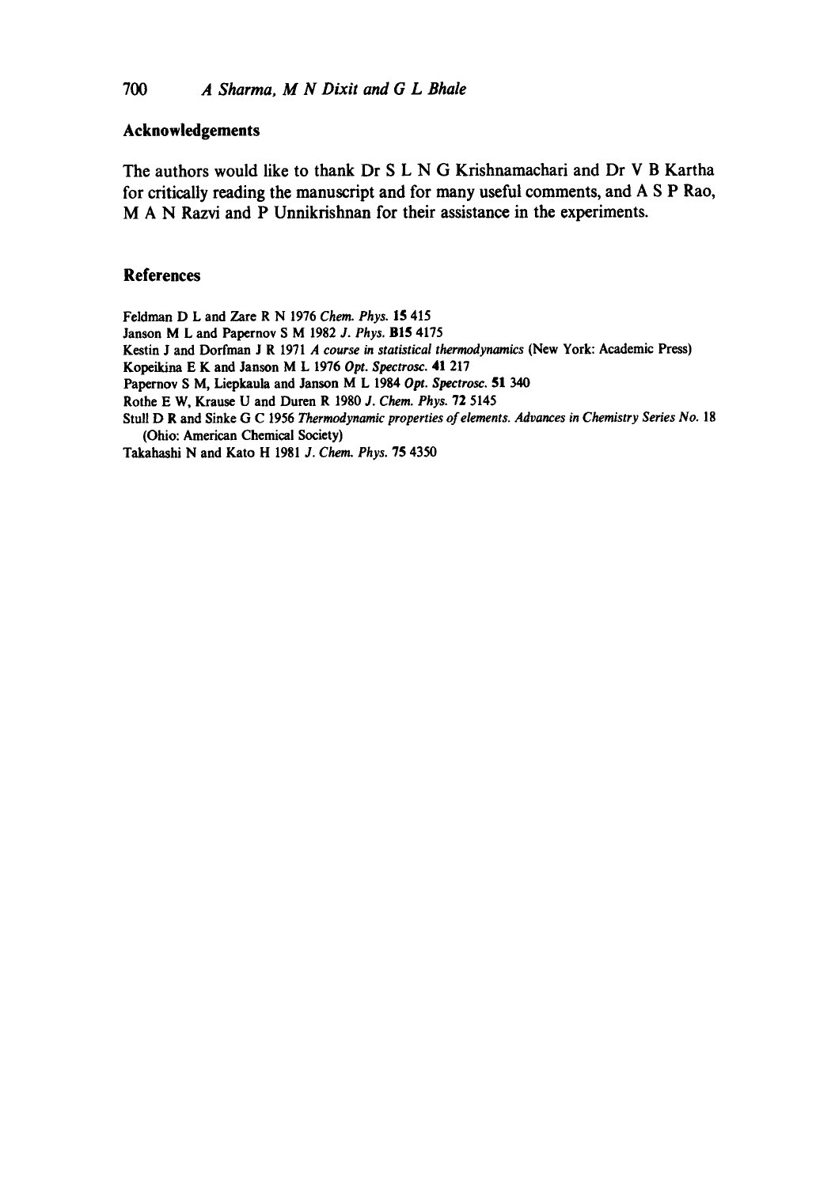## Acknowledgements

The authors would like to thank Dr S L N G Krishnamachari and Dr V B Kartha for critically reading the manuscript and for many useful comments, and A S P Rao, M A N Razvi and P Unnikrishnan for their assistance in the experiments.

## References

Feldman D L and Zare R N 1976 *Chem. Phys.* **15** 415

Janson M L and Papernov S M 1982 *J. Phys.* **B15** 4175

Kestin J and Dorfman J R 1971 *A course in statistical thermodynamics* (New York: Academic Press)

Kopeikina E K and Janson M L 1976 *Opt. Spectrosc.* **41** 217

Papernov S M, Liepkaula and Janson M L 1984 *Opt. Spectrosc.* **51** 340

Rothe E W, Krause U and Duren R 1980 *J. Chem. Phys.* **72** 5145

Stull D R and Sinke G C 1956 *Thermodynamic properties of elements. Advances in Chemistry Series No.* 18 (Ohio: American Chemical Society)

Takahashi N and Kato H 1981 *J. Chem. Phys.* **75** 4350